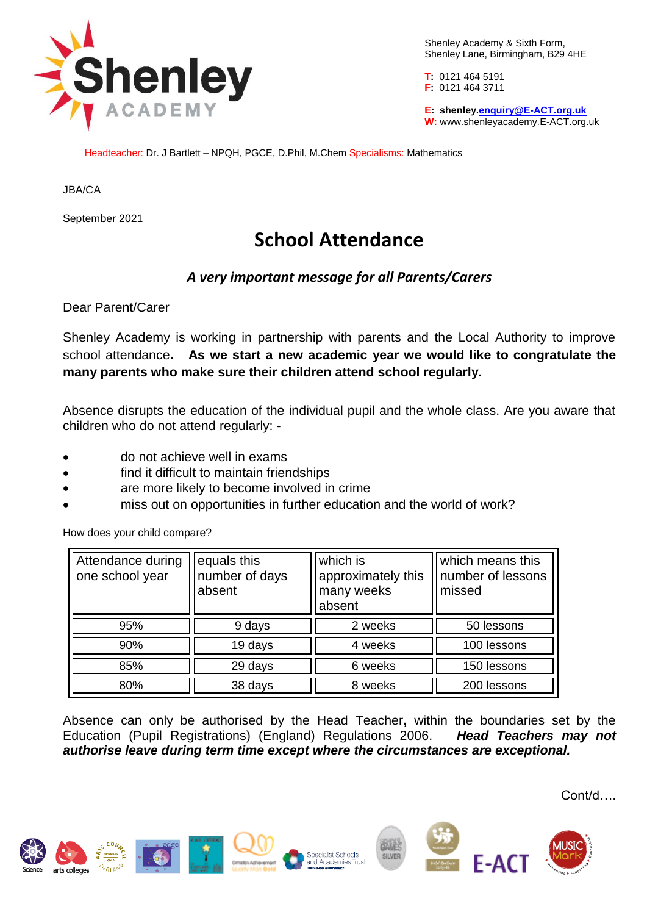Shenley Academy & Sixth Form,
Shenley Lane, Birmingham, B29 4HE

**T:** 0121 464 5191
**F:** 0121 464 3711

**E:** **shenley.enquiry@E-ACT.org.uk**
**W:** www.shenleyacademy.E-ACT.org.uk

Headteacher: Dr. J Bartlett – NPQH, PGCE, D.Phil, M.Chem Specialisms: Mathematics

JBA/CA

September 2021

# School Attendance

### *A very important message for all Parents/Carers*

Dear Parent/Carer

Shenley Academy is working in partnership with parents and the Local Authority to improve school attendance**. As we start a new academic year we would like to congratulate the many parents who make sure their children attend school regularly.**

Absence disrupts the education of the individual pupil and the whole class. Are you aware that children who do not attend regularly: -

- do not achieve well in exams
- find it difficult to maintain friendships
- are more likely to become involved in crime
- miss out on opportunities in further education and the world of work?

How does your child compare?

| Attendance during one school year | equals this number of days absent | which is approximately this many weeks absent | which means this number of lessons missed |
|---|---|---|---|
| 95% | 9 days | 2 weeks | 50 lessons |
| 90% | 19 days | 4 weeks | 100 lessons |
| 85% | 29 days | 6 weeks | 150 lessons |
| 80% | 38 days | 8 weeks | 200 lessons |

Absence can only be authorised by the Head Teacher**,** within the boundaries set by the Education (Pupil Registrations) (England) Regulations 2006. ***Head Teachers may not authorise leave during term time except where the circumstances are exceptional.***

Cont/d….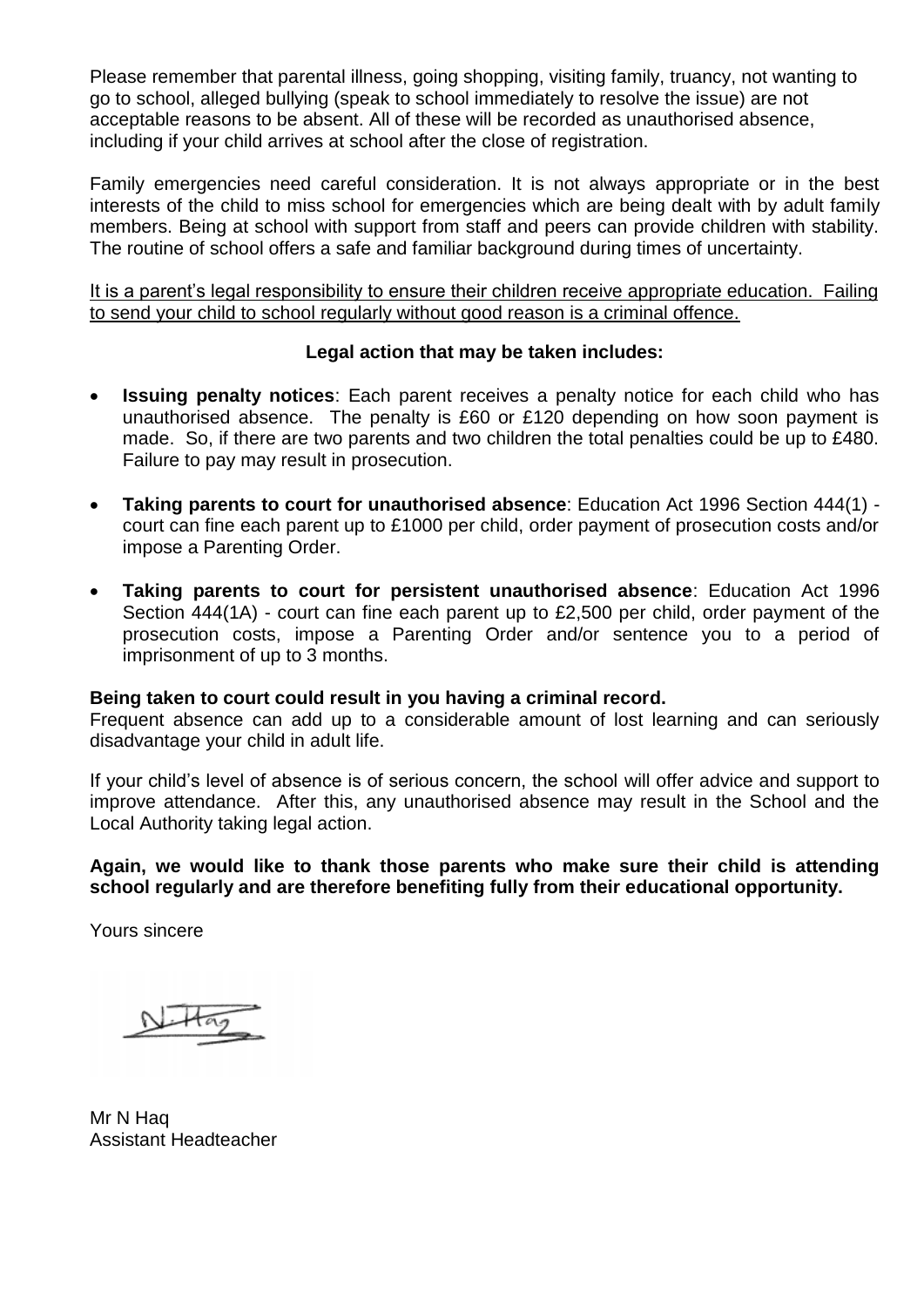Please remember that parental illness, going shopping, visiting family, truancy, not wanting to go to school, alleged bullying (speak to school immediately to resolve the issue) are not acceptable reasons to be absent. All of these will be recorded as unauthorised absence, including if your child arrives at school after the close of registration.

Family emergencies need careful consideration. It is not always appropriate or in the best interests of the child to miss school for emergencies which are being dealt with by adult family members. Being at school with support from staff and peers can provide children with stability. The routine of school offers a safe and familiar background during times of uncertainty.

<u>It is a parent's legal responsibility to ensure their children receive appropriate education. Failing to send your child to school regularly without good reason is a criminal offence.</u>

**Legal action that may be taken includes:**

- **Issuing penalty notices**: Each parent receives a penalty notice for each child who has unauthorised absence. The penalty is £60 or £120 depending on how soon payment is made. So, if there are two parents and two children the total penalties could be up to £480. Failure to pay may result in prosecution.
- **Taking parents to court for unauthorised absence**: Education Act 1996 Section 444(1) - court can fine each parent up to £1000 per child, order payment of prosecution costs and/or impose a Parenting Order.
- **Taking parents to court for persistent unauthorised absence**: Education Act 1996 Section 444(1A) - court can fine each parent up to £2,500 per child, order payment of the prosecution costs, impose a Parenting Order and/or sentence you to a period of imprisonment of up to 3 months.

**Being taken to court could result in you having a criminal record.**
Frequent absence can add up to a considerable amount of lost learning and can seriously disadvantage your child in adult life.

If your child's level of absence is of serious concern, the school will offer advice and support to improve attendance. After this, any unauthorised absence may result in the School and the Local Authority taking legal action.

**Again, we would like to thank those parents who make sure their child is attending school regularly and are therefore benefiting fully from their educational opportunity.**

Yours sincere

Mr N Haq
Assistant Headteacher